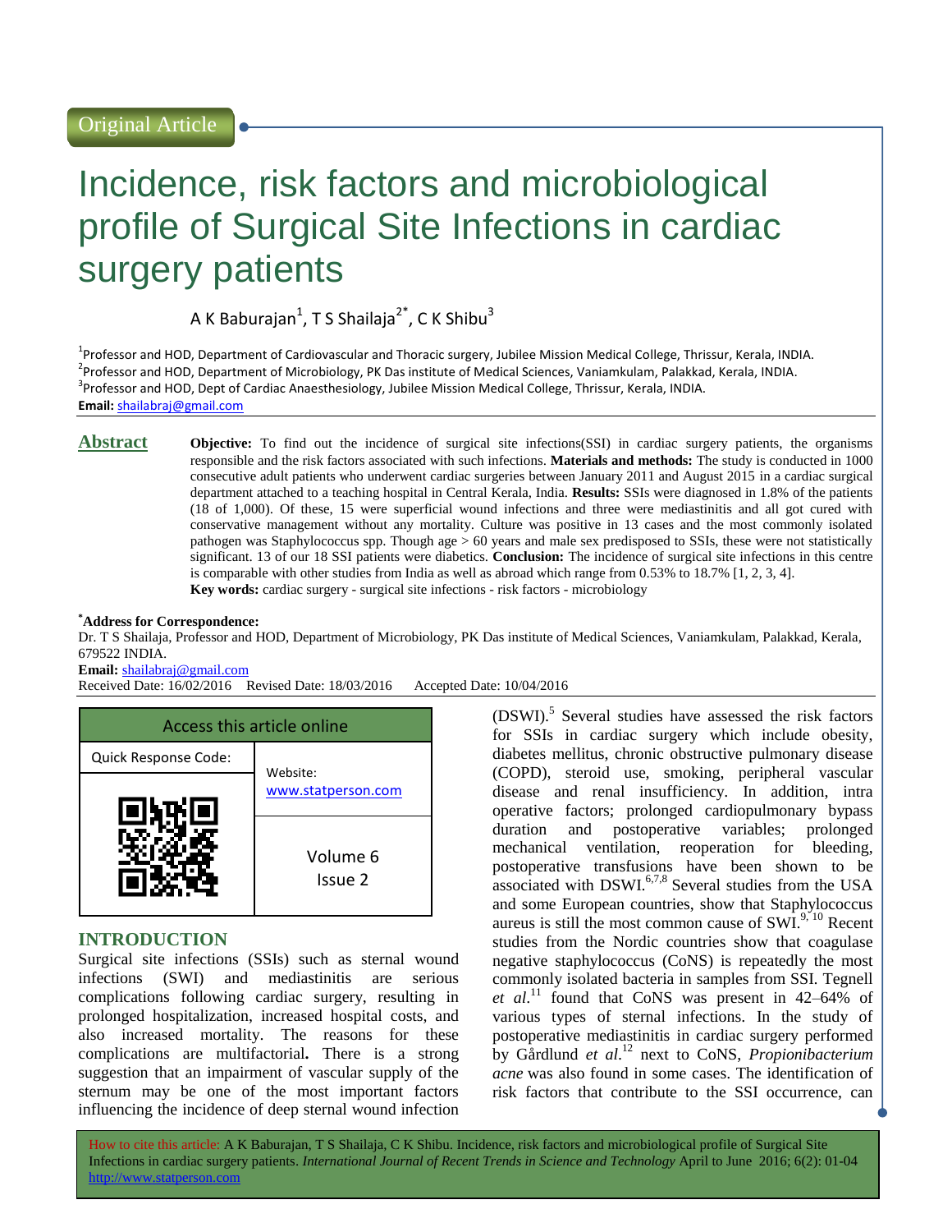Original Article

# Incidence, risk factors and microbiological profile of Surgical Site Infections in cardiac surgery patients

A K Baburajan[1], T S Shailaja[2*], C K Shibu[3]

[1]Professor and HOD, Department of Cardiovascular and Thoracic surgery, Jubilee Mission Medical College, Thrissur, Kerala, INDIA.
[2]Professor and HOD, Department of Microbiology, PK Das institute of Medical Sciences, Vaniamkulam, Palakkad, Kerala, INDIA.
[3]Professor and HOD, Dept of Cardiac Anaesthesiology, Jubilee Mission Medical College, Thrissur, Kerala, INDIA.
**Email:** shailabraj@gmail.com

## Abstract

**Objective:** To find out the incidence of surgical site infections(SSI) in cardiac surgery patients, the organisms responsible and the risk factors associated with such infections. **Materials and methods:** The study is conducted in 1000 consecutive adult patients who underwent cardiac surgeries between January 2011 and August 2015 in a cardiac surgical department attached to a teaching hospital in Central Kerala, India. **Results:** SSIs were diagnosed in 1.8% of the patients (18 of 1,000). Of these, 15 were superficial wound infections and three were mediastinitis and all got cured with conservative management without any mortality. Culture was positive in 13 cases and the most commonly isolated pathogen was Staphylococcus spp. Though age > 60 years and male sex predisposed to SSIs, these were not statistically significant. 13 of our 18 SSI patients were diabetics. **Conclusion:** The incidence of surgical site infections in this centre is comparable with other studies from India as well as abroad which range from 0.53% to 18.7% [1, 2, 3, 4].
**Key words:** cardiac surgery - surgical site infections - risk factors - microbiology

**\*Address for Correspondence:**
Dr. T S Shailaja, Professor and HOD, Department of Microbiology, PK Das institute of Medical Sciences, Vaniamkulam, Palakkad, Kerala, 679522 INDIA.
**Email:** shailabraj@gmail.com
Received Date: 16/02/2016 Revised Date: 18/03/2016 Accepted Date: 10/04/2016

| Access this article online | |
|---|---|
| Quick Response Code: | Website: www.statperson.com |
| | Volume 6 Issue 2 |

## INTRODUCTION

Surgical site infections (SSIs) such as sternal wound infections (SWI) and mediastinitis are serious complications following cardiac surgery, resulting in prolonged hospitalization, increased hospital costs, and also increased mortality. The reasons for these complications are multifactorial**.** There is a strong suggestion that an impairment of vascular supply of the sternum may be one of the most important factors influencing the incidence of deep sternal wound infection (DSWI).[5] Several studies have assessed the risk factors for SSIs in cardiac surgery which include obesity, diabetes mellitus, chronic obstructive pulmonary disease (COPD), steroid use, smoking, peripheral vascular disease and renal insufficiency. In addition, intra operative factors; prolonged cardiopulmonary bypass duration and postoperative variables; prolonged mechanical ventilation, reoperation for bleeding, postoperative transfusions have been shown to be associated with DSWI.[6,7,8] Several studies from the USA and some European countries, show that Staphylococcus aureus is still the most common cause of SWI.[9, 10] Recent studies from the Nordic countries show that coagulase negative staphylococcus (CoNS) is repeatedly the most commonly isolated bacteria in samples from SSI. Tegnell *et al*.[11] found that CoNS was present in 42–64% of various types of sternal infections. In the study of postoperative mediastinitis in cardiac surgery performed by Gårdlund *et al*.[12] next to CoNS, *Propionibacterium acne* was also found in some cases. The identification of risk factors that contribute to the SSI occurrence, can

How to cite this article: A K Baburajan, T S Shailaja, C K Shibu. Incidence, risk factors and microbiological profile of Surgical Site Infections in cardiac surgery patients. *International Journal of Recent Trends in Science and Technology* April to June 2016; 6(2): 01-04 http://www.statperson.com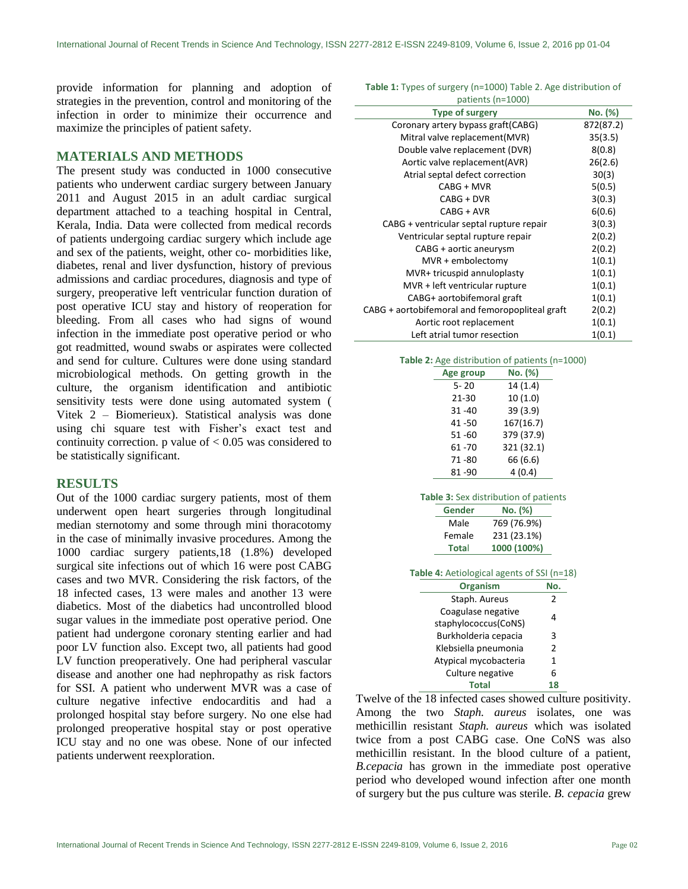provide information for planning and adoption of strategies in the prevention, control and monitoring of the infection in order to minimize their occurrence and maximize the principles of patient safety.

## MATERIALS AND METHODS

The present study was conducted in 1000 consecutive patients who underwent cardiac surgery between January 2011 and August 2015 in an adult cardiac surgical department attached to a teaching hospital in Central, Kerala, India. Data were collected from medical records of patients undergoing cardiac surgery which include age and sex of the patients, weight, other co- morbidities like, diabetes, renal and liver dysfunction, history of previous admissions and cardiac procedures, diagnosis and type of surgery, preoperative left ventricular function duration of post operative ICU stay and history of reoperation for bleeding. From all cases who had signs of wound infection in the immediate post operative period or who got readmitted, wound swabs or aspirates were collected and send for culture. Cultures were done using standard microbiological methods. On getting growth in the culture, the organism identification and antibiotic sensitivity tests were done using automated system ( Vitek 2 – Biomerieux). Statistical analysis was done using chi square test with Fisher's exact test and continuity correction. p value of < 0.05 was considered to be statistically significant.

## RESULTS

Out of the 1000 cardiac surgery patients, most of them underwent open heart surgeries through longitudinal median sternotomy and some through mini thoracotomy in the case of minimally invasive procedures. Among the 1000 cardiac surgery patients,18 (1.8%) developed surgical site infections out of which 16 were post CABG cases and two MVR. Considering the risk factors, of the 18 infected cases, 13 were males and another 13 were diabetics. Most of the diabetics had uncontrolled blood sugar values in the immediate post operative period. One patient had undergone coronary stenting earlier and had poor LV function also. Except two, all patients had good LV function preoperatively. One had peripheral vascular disease and another one had nephropathy as risk factors for SSI. A patient who underwent MVR was a case of culture negative infective endocarditis and had a prolonged hospital stay before surgery. No one else had prolonged preoperative hospital stay or post operative ICU stay and no one was obese. None of our infected patients underwent reexploration.

**Table 1:** Types of surgery (n=1000) Table 2. Age distribution of patients (n=1000)

| Type of surgery | No. (%) |
|---|---|
| Coronary artery bypass graft(CABG) | 872(87.2) |
| Mitral valve replacement(MVR) | 35(3.5) |
| Double valve replacement (DVR) | 8(0.8) |
| Aortic valve replacement(AVR) | 26(2.6) |
| Atrial septal defect correction | 30(3) |
| CABG + MVR | 5(0.5) |
| CABG + DVR | 3(0.3) |
| CABG + AVR | 6(0.6) |
| CABG + ventricular septal rupture repair | 3(0.3) |
| Ventricular septal rupture repair | 2(0.2) |
| CABG + aortic aneurysm | 2(0.2) |
| MVR + embolectomy | 1(0.1) |
| MVR+ tricuspid annuloplasty | 1(0.1) |
| MVR + left ventricular rupture | 1(0.1) |
| CABG+ aortobifemoral graft | 1(0.1) |
| CABG + aortobifemoral and femoropopliteal graft | 2(0.2) |
| Aortic root replacement | 1(0.1) |
| Left atrial tumor resection | 1(0.1) |

**Table 2:** Age distribution of patients (n=1000)

| Age group | No. (%) |
|---|---|
| 5- 20 | 14 (1.4) |
| 21-30 | 10 (1.0) |
| 31 -40 | 39 (3.9) |
| 41 -50 | 167(16.7) |
| 51 -60 | 379 (37.9) |
| 61 -70 | 321 (32.1) |
| 71 -80 | 66 (6.6) |
| 81 -90 | 4 (0.4) |

**Table 3:** Sex distribution of patients

| Gender | No. (%) |
|---|---|
| Male | 769 (76.9%) |
| Female | 231 (23.1%) |
| **Total** | **1000 (100%)** |

**Table 4:** Aetiological agents of SSI (n=18)

| Organism | No. |
|---|---|
| Staph. Aureus | 2 |
| Coagulase negative staphylococcus(CoNS) | 4 |
| Burkholderia cepacia | 3 |
| Klebsiella pneumonia | 2 |
| Atypical mycobacteria | 1 |
| Culture negative | 6 |
| **Total** | **18** |

Twelve of the 18 infected cases showed culture positivity. Among the two *Staph. aureus* isolates, one was methicillin resistant *Staph. aureus* which was isolated twice from a post CABG case. One CoNS was also methicillin resistant. In the blood culture of a patient, *B.cepacia* has grown in the immediate post operative period who developed wound infection after one month of surgery but the pus culture was sterile. *B. cepacia* grew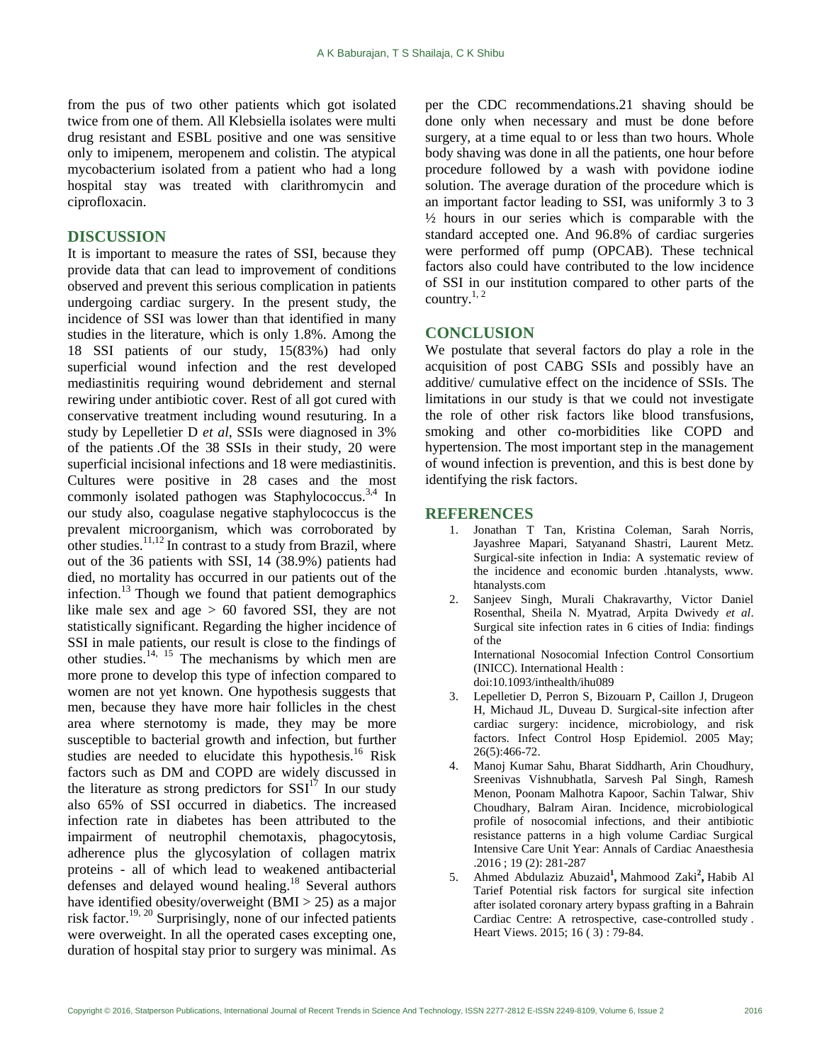from the pus of two other patients which got isolated twice from one of them. All Klebsiella isolates were multi drug resistant and ESBL positive and one was sensitive only to imipenem, meropenem and colistin. The atypical mycobacterium isolated from a patient who had a long hospital stay was treated with clarithromycin and ciprofloxacin.

## DISCUSSION

It is important to measure the rates of SSI, because they provide data that can lead to improvement of conditions observed and prevent this serious complication in patients undergoing cardiac surgery. In the present study, the incidence of SSI was lower than that identified in many studies in the literature, which is only 1.8%. Among the 18 SSI patients of our study, 15(83%) had only superficial wound infection and the rest developed mediastinitis requiring wound debridement and sternal rewiring under antibiotic cover. Rest of all got cured with conservative treatment including wound resuturing. In a study by Lepelletier D *et al*, SSIs were diagnosed in 3% of the patients .Of the 38 SSIs in their study, 20 were superficial incisional infections and 18 were mediastinitis. Cultures were positive in 28 cases and the most commonly isolated pathogen was Staphylococcus.[3,4] In our study also, coagulase negative staphylococcus is the prevalent microorganism, which was corroborated by other studies.[11,12] In contrast to a study from Brazil, where out of the 36 patients with SSI, 14 (38.9%) patients had died, no mortality has occurred in our patients out of the infection.[13] Though we found that patient demographics like male sex and age > 60 favored SSI, they are not statistically significant. Regarding the higher incidence of SSI in male patients, our result is close to the findings of other studies.[14, 15] The mechanisms by which men are more prone to develop this type of infection compared to women are not yet known. One hypothesis suggests that men, because they have more hair follicles in the chest area where sternotomy is made, they may be more susceptible to bacterial growth and infection, but further studies are needed to elucidate this hypothesis.[16] Risk factors such as DM and COPD are widely discussed in the literature as strong predictors for SSI[17] In our study also 65% of SSI occurred in diabetics. The increased infection rate in diabetes has been attributed to the impairment of neutrophil chemotaxis, phagocytosis, adherence plus the glycosylation of collagen matrix proteins - all of which lead to weakened antibacterial defenses and delayed wound healing.[18] Several authors have identified obesity/overweight (BMI > 25) as a major risk factor.[19, 20] Surprisingly, none of our infected patients were overweight. In all the operated cases excepting one, duration of hospital stay prior to surgery was minimal. As per the CDC recommendations.21 shaving should be done only when necessary and must be done before surgery, at a time equal to or less than two hours. Whole body shaving was done in all the patients, one hour before procedure followed by a wash with povidone iodine solution. The average duration of the procedure which is an important factor leading to SSI, was uniformly 3 to 3 ½ hours in our series which is comparable with the standard accepted one. And 96.8% of cardiac surgeries were performed off pump (OPCAB). These technical factors also could have contributed to the low incidence of SSI in our institution compared to other parts of the country.[1, 2]

## CONCLUSION

We postulate that several factors do play a role in the acquisition of post CABG SSIs and possibly have an additive/ cumulative effect on the incidence of SSIs. The limitations in our study is that we could not investigate the role of other risk factors like blood transfusions, smoking and other co-morbidities like COPD and hypertension. The most important step in the management of wound infection is prevention, and this is best done by identifying the risk factors.

## REFERENCES

1. Jonathan T Tan, Kristina Coleman, Sarah Norris, Jayashree Mapari, Satyanand Shastri, Laurent Metz. Surgical-site infection in India: A systematic review of the incidence and economic burden .htanalysts, www. htanalysts.com
2. Sanjeev Singh, Murali Chakravarthy, Victor Daniel Rosenthal, Sheila N. Myatrad, Arpita Dwivedy *et al*. Surgical site infection rates in 6 cities of India: findings of the International Nosocomial Infection Control Consortium (INICC). International Health : doi:10.1093/inthealth/ihu089
3. Lepelletier D, Perron S, Bizouarn P, Caillon J, Drugeon H, Michaud JL, Duveau D. Surgical-site infection after cardiac surgery: incidence, microbiology, and risk factors. Infect Control Hosp Epidemiol. 2005 May; 26(5):466-72.
4. Manoj Kumar Sahu, Bharat Siddharth, Arin Choudhury, Sreenivas Vishnubhatla, Sarvesh Pal Singh, Ramesh Menon, Poonam Malhotra Kapoor, Sachin Talwar, Shiv Choudhary, Balram Airan. Incidence, microbiological profile of nosocomial infections, and their antibiotic resistance patterns in a high volume Cardiac Surgical Intensive Care Unit Year: Annals of Cardiac Anaesthesia .2016 ; 19 (2): 281-287
5. Ahmed Abdulaziz Abuzaid[1], Mahmood Zaki[2], Habib Al Tarief Potential risk factors for surgical site infection after isolated coronary artery bypass grafting in a Bahrain Cardiac Centre: A retrospective, case-controlled study . Heart Views. 2015; 16 ( 3) : 79-84.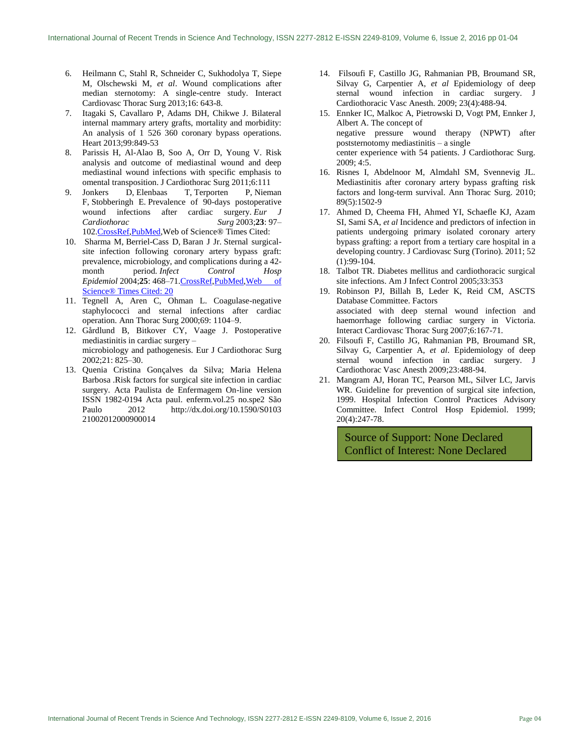6. Heilmann C, Stahl R, Schneider C, Sukhodolya T, Siepe M, Olschewski M, *et al*. Wound complications after median sternotomy: A single-centre study. Interact Cardiovasc Thorac Surg 2013;16: 643-8.
7. Itagaki S, Cavallaro P, Adams DH, Chikwe J. Bilateral internal mammary artery grafts, mortality and morbidity: An analysis of 1 526 360 coronary bypass operations. Heart 2013;99:849-53
8. Parissis H, Al-Alao B, Soo A, Orr D, Young V. Risk analysis and outcome of mediastinal wound and deep mediastinal wound infections with specific emphasis to omental transposition. J Cardiothorac Surg 2011;6:111
9. Jonkers D, Elenbaas T, Terporten P, Nieman F, Stobberingh E. Prevalence of 90-days postoperative wound infections after cardiac surgery. *Eur J Cardiothorac Surg* 2003;**23**: 97–102.CrossRef,PubMed,Web of Science® Times Cited:
10. Sharma M, Berriel-Cass D, Baran J Jr. Sternal surgical-site infection following coronary artery bypass graft: prevalence, microbiology, and complications during a 42-month period. *Infect Control Hosp Epidemiol* 2004;**25**: 468–71.CrossRef,PubMed,Web of Science® Times Cited: 20
11. Tegnell A, Aren C, Ohman L. Coagulase-negative staphylococci and sternal infections after cardiac operation. Ann Thorac Surg 2000;69: 1104–9.
12. Gårdlund B, Bitkover CY, Vaage J. Postoperative mediastinitis in cardiac surgery – microbiology and pathogenesis. Eur J Cardiothorac Surg 2002;21: 825–30.
13. Quenia Cristina Gonçalves da Silva; Maria Helena Barbosa .Risk factors for surgical site infection in cardiac surgery. Acta Paulista de Enfermagem On-line version ISSN 1982-0194 Acta paul. enferm.vol.25 no.spe2 São Paulo 2012 http://dx.doi.org/10.1590/S0103 21002012000900014
14. Filsoufi F, Castillo JG, Rahmanian PB, Broumand SR, Silvay G, Carpentier A, *et al* Epidemiology of deep sternal wound infection in cardiac surgery. J Cardiothoracic Vasc Anesth. 2009; 23(4):488-94.
15. Ennker IC, Malkoc A, Pietrowski D, Vogt PM, Ennker J, Albert A. The concept of negative pressure wound therapy (NPWT) after poststernotomy mediastinitis – a single center experience with 54 patients. J Cardiothorac Surg. 2009; 4:5.
16. Risnes I, Abdelnoor M, Almdahl SM, Svennevig JL. Mediastinitis after coronary artery bypass grafting risk factors and long-term survival. Ann Thorac Surg. 2010; 89(5):1502-9
17. Ahmed D, Cheema FH, Ahmed YI, Schaefle KJ, Azam SI, Sami SA, *et al* Incidence and predictors of infection in patients undergoing primary isolated coronary artery bypass grafting: a report from a tertiary care hospital in a developing country. J Cardiovasc Surg (Torino). 2011; 52 (1):99-104.
18. Talbot TR. Diabetes mellitus and cardiothoracic surgical site infections. Am J Infect Control 2005;33:353
19. Robinson PJ, Billah B, Leder K, Reid CM, ASCTS Database Committee. Factors associated with deep sternal wound infection and haemorrhage following cardiac surgery in Victoria. Interact Cardiovasc Thorac Surg 2007;6:167-71.
20. Filsoufi F, Castillo JG, Rahmanian PB, Broumand SR, Silvay G, Carpentier A, *et al*. Epidemiology of deep sternal wound infection in cardiac surgery. J Cardiothorac Vasc Anesth 2009;23:488-94.
21. Mangram AJ, Horan TC, Pearson ML, Silver LC, Jarvis WR. Guideline for prevention of surgical site infection, 1999. Hospital Infection Control Practices Advisory Committee. Infect Control Hosp Epidemiol. 1999; 20(4):247-78.

Source of Support: None Declared
Conflict of Interest: None Declared